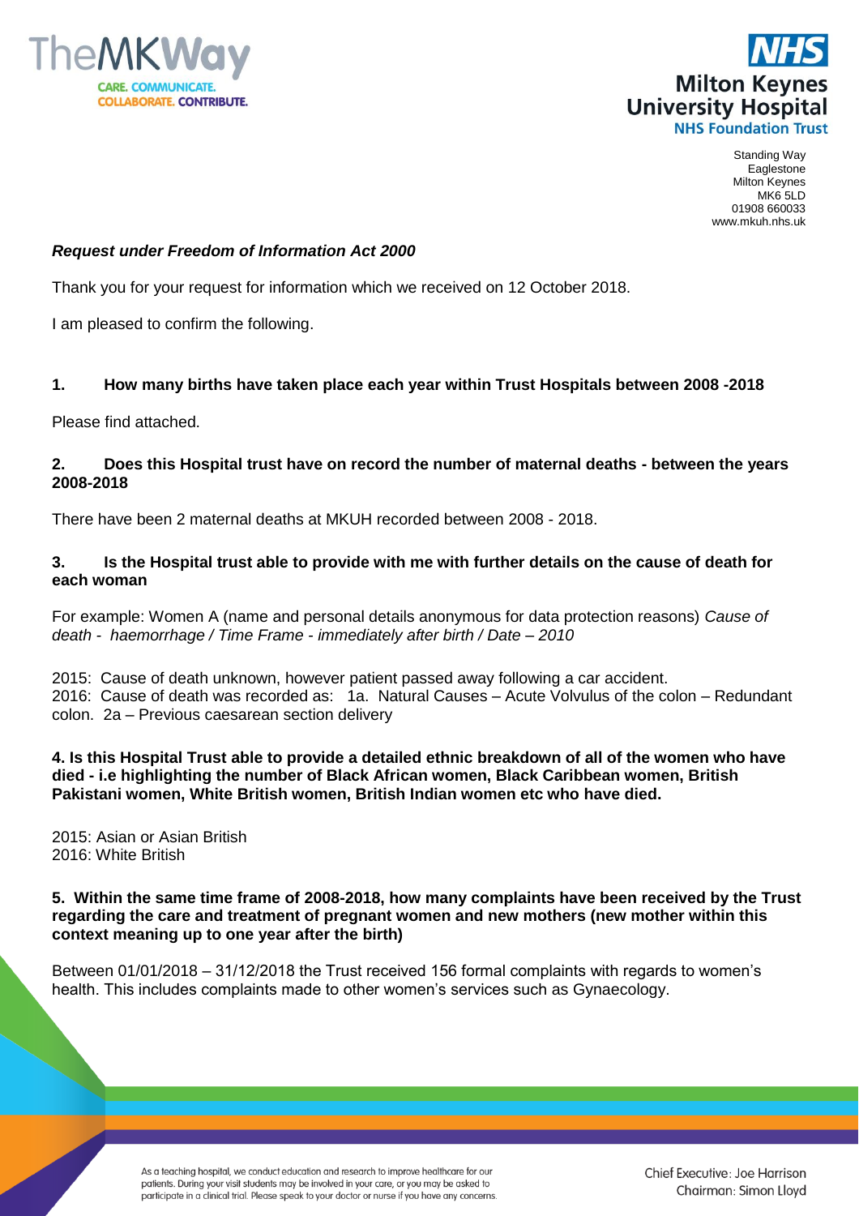Standing Way
Eaglestone
Milton Keynes
MK6 5LD
01908 660033
www.mkuh.nhs.uk

***Request under Freedom of Information Act 2000***

Thank you for your request for information which we received on 12 October 2018.

I am pleased to confirm the following.

**1. How many births have taken place each year within Trust Hospitals between 2008 -2018**

Please find attached.

**2. Does this Hospital trust have on record the number of maternal deaths - between the years 2008-2018**

There have been 2 maternal deaths at MKUH recorded between 2008 - 2018.

**3. Is the Hospital trust able to provide with me with further details on the cause of death for each woman**

For example: Women A (name and personal details anonymous for data protection reasons) *Cause of death - haemorrhage / Time Frame - immediately after birth / Date – 2010*

2015: Cause of death unknown, however patient passed away following a car accident.
2016: Cause of death was recorded as: 1a. Natural Causes – Acute Volvulus of the colon – Redundant colon. 2a – Previous caesarean section delivery

**4. Is this Hospital Trust able to provide a detailed ethnic breakdown of all of the women who have died - i.e highlighting the number of Black African women, Black Caribbean women, British Pakistani women, White British women, British Indian women etc who have died.**

2015: Asian or Asian British
2016: White British

**5. Within the same time frame of 2008-2018, how many complaints have been received by the Trust regarding the care and treatment of pregnant women and new mothers (new mother within this context meaning up to one year after the birth)**

Between 01/01/2018 – 31/12/2018 the Trust received 156 formal complaints with regards to women's health. This includes complaints made to other women's services such as Gynaecology.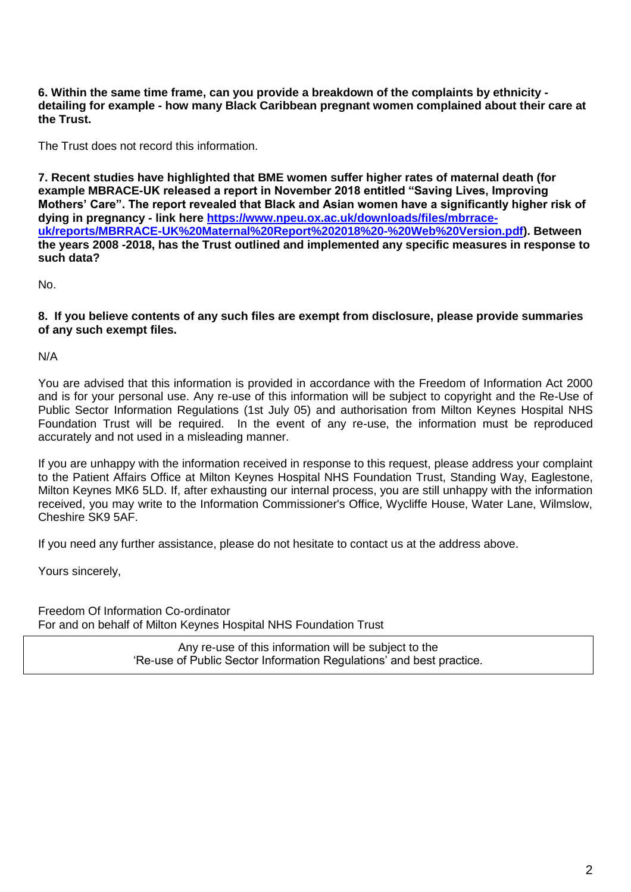**6. Within the same time frame, can you provide a breakdown of the complaints by ethnicity - detailing for example - how many Black Caribbean pregnant women complained about their care at the Trust.**

The Trust does not record this information.

**7. Recent studies have highlighted that BME women suffer higher rates of maternal death (for example MBRACE-UK released a report in November 2018 entitled "Saving Lives, Improving Mothers' Care". The report revealed that Black and Asian women have a significantly higher risk of dying in pregnancy - link here [https://www.npeu.ox.ac.uk/downloads/files/mbrrace-uk/reports/MBRRACE-UK%20Maternal%20Report%202018%20-%20Web%20Version.pdf](https://www.npeu.ox.ac.uk/downloads/files/mbrrace-uk/reports/MBRRACE-UK%20Maternal%20Report%202018%20-%20Web%20Version.pdf)). Between the years 2008 -2018, has the Trust outlined and implemented any specific measures in response to such data?**

No.

**8. If you believe contents of any such files are exempt from disclosure, please provide summaries of any such exempt files.**

N/A

You are advised that this information is provided in accordance with the Freedom of Information Act 2000 and is for your personal use. Any re-use of this information will be subject to copyright and the Re-Use of Public Sector Information Regulations (1st July 05) and authorisation from Milton Keynes Hospital NHS Foundation Trust will be required. In the event of any re-use, the information must be reproduced accurately and not used in a misleading manner.

If you are unhappy with the information received in response to this request, please address your complaint to the Patient Affairs Office at Milton Keynes Hospital NHS Foundation Trust, Standing Way, Eaglestone, Milton Keynes MK6 5LD. If, after exhausting our internal process, you are still unhappy with the information received, you may write to the Information Commissioner's Office, Wycliffe House, Water Lane, Wilmslow, Cheshire SK9 5AF.

If you need any further assistance, please do not hesitate to contact us at the address above.

Yours sincerely,

Freedom Of Information Co-ordinator
For and on behalf of Milton Keynes Hospital NHS Foundation Trust

Any re-use of this information will be subject to the
'Re-use of Public Sector Information Regulations' and best practice.